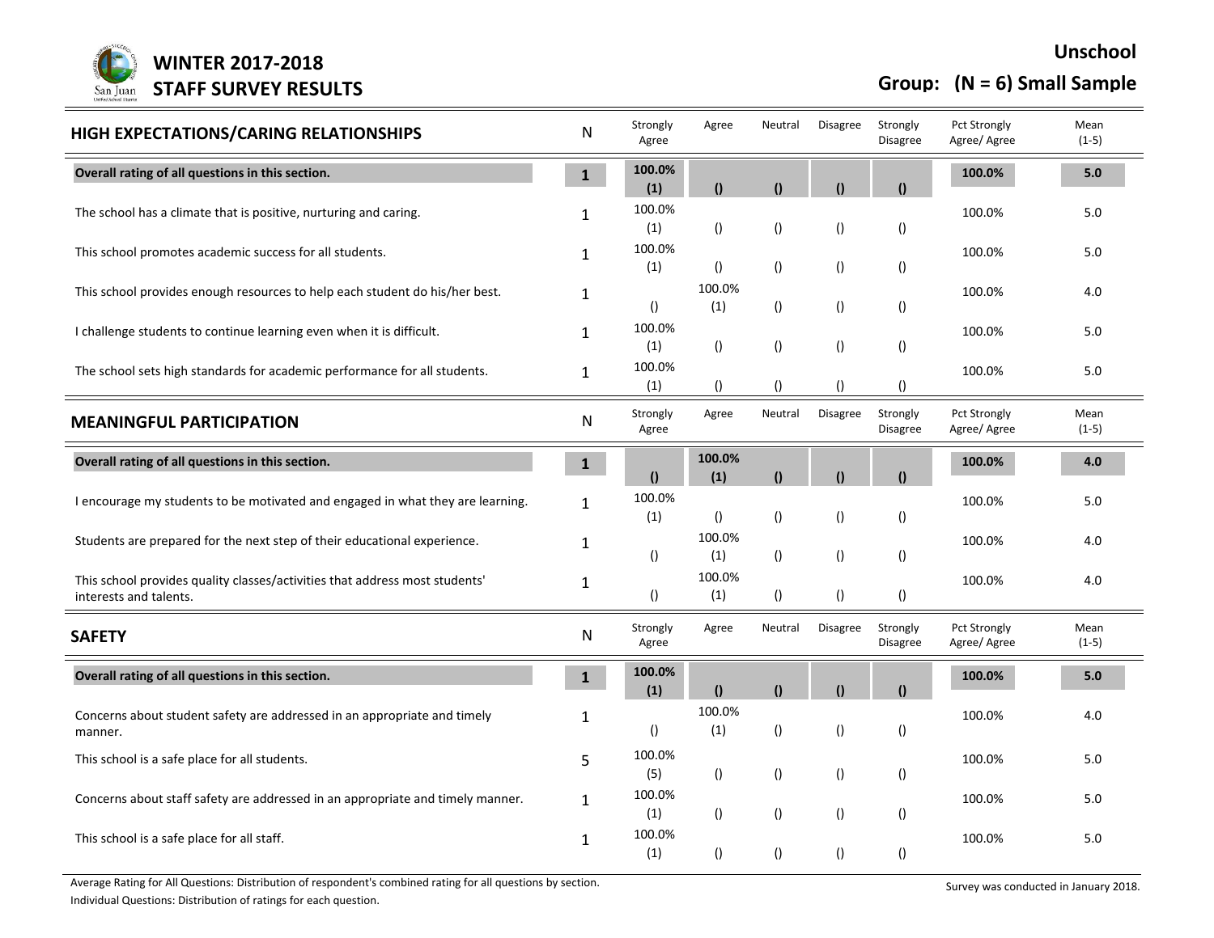# WINTER 2017-2018 STAFF SURVEY RESULTS

**Unschool**

**Group: (N = 6) Small Sample**

## HIGH EXPECTATIONS/CARING RELATIONSHIPS

| | N | Strongly Agree | Agree | Neutral | Disagree | Strongly Disagree | Pct Strongly Agree/ Agree | Mean (1-5) |
|---|---|---|---|---|---|---|---|---|
| **Overall rating of all questions in this section.** | **1** | **100.0% (1)** | **()** | **()** | **()** | **()** | **100.0%** | **5.0** |
| The school has a climate that is positive, nurturing and caring. | 1 | 100.0% (1) | () | () | () | () | 100.0% | 5.0 |
| This school promotes academic success for all students. | 1 | 100.0% (1) | () | () | () | () | 100.0% | 5.0 |
| This school provides enough resources to help each student do his/her best. | 1 | () | 100.0% (1) | () | () | () | 100.0% | 4.0 |
| I challenge students to continue learning even when it is difficult. | 1 | 100.0% (1) | () | () | () | () | 100.0% | 5.0 |
| The school sets high standards for academic performance for all students. | 1 | 100.0% (1) | () | () | () | () | 100.0% | 5.0 |

## MEANINGFUL PARTICIPATION

| | N | Strongly Agree | Agree | Neutral | Disagree | Strongly Disagree | Pct Strongly Agree/ Agree | Mean (1-5) |
|---|---|---|---|---|---|---|---|---|
| **Overall rating of all questions in this section.** | **1** | **()** | **100.0% (1)** | **()** | **()** | **()** | **100.0%** | **4.0** |
| I encourage my students to be motivated and engaged in what they are learning. | 1 | 100.0% (1) | () | () | () | () | 100.0% | 5.0 |
| Students are prepared for the next step of their educational experience. | 1 | () | 100.0% (1) | () | () | () | 100.0% | 4.0 |
| This school provides quality classes/activities that address most students' interests and talents. | 1 | () | 100.0% (1) | () | () | () | 100.0% | 4.0 |

## SAFETY

| | N | Strongly Agree | Agree | Neutral | Disagree | Strongly Disagree | Pct Strongly Agree/ Agree | Mean (1-5) |
|---|---|---|---|---|---|---|---|---|
| **Overall rating of all questions in this section.** | **1** | **100.0% (1)** | **()** | **()** | **()** | **()** | **100.0%** | **5.0** |
| Concerns about student safety are addressed in an appropriate and timely manner. | 1 | () | 100.0% (1) | () | () | () | 100.0% | 4.0 |
| This school is a safe place for all students. | 5 | 100.0% (5) | () | () | () | () | 100.0% | 5.0 |
| Concerns about staff safety are addressed in an appropriate and timely manner. | 1 | 100.0% (1) | () | () | () | () | 100.0% | 5.0 |
| This school is a safe place for all staff. | 1 | 100.0% (1) | () | () | () | () | 100.0% | 5.0 |

Average Rating for All Questions: Distribution of respondent's combined rating for all questions by section.
Individual Questions: Distribution of ratings for each question.

Survey was conducted in January 2018.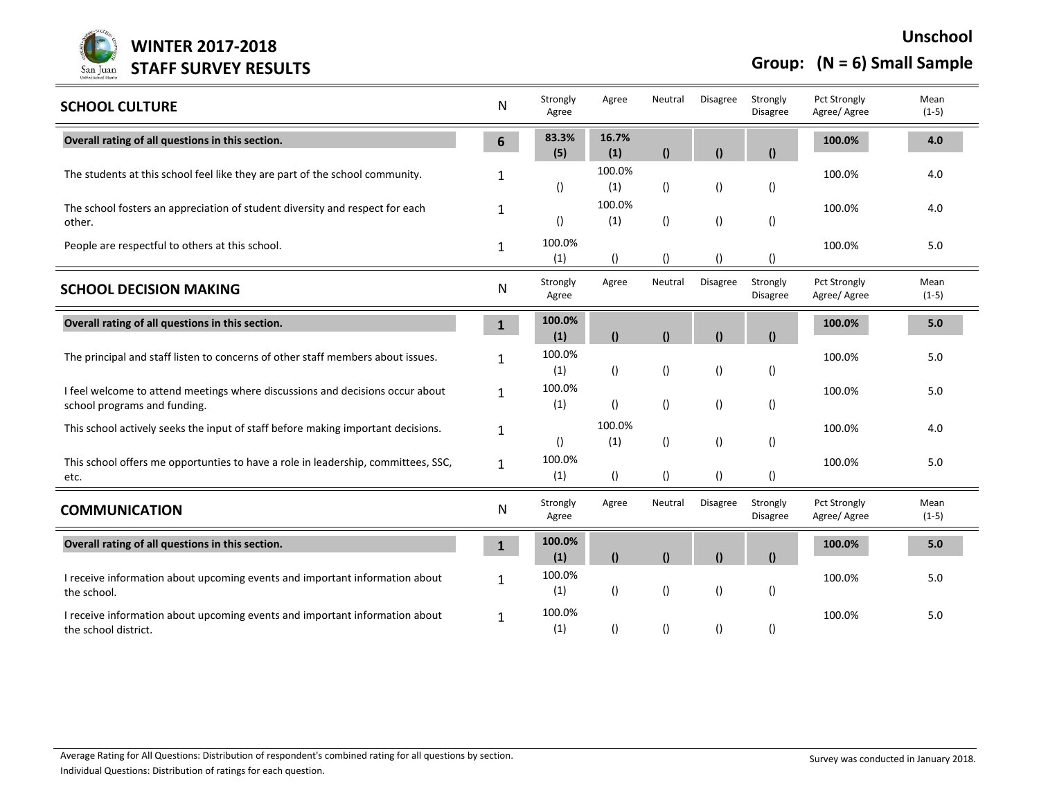# WINTER 2017-2018 STAFF SURVEY RESULTS

**Unschool**

**Group: (N = 6) Small Sample**

| SCHOOL CULTURE | N | Strongly Agree | Agree | Neutral | Disagree | Strongly Disagree | Pct Strongly Agree/ Agree | Mean (1-5) |
|---|---|---|---|---|---|---|---|---|
| **Overall rating of all questions in this section.** | **6** | **83.3% (5)** | **16.7% (1)** | **()** | **()** | **()** | **100.0%** | **4.0** |
| The students at this school feel like they are part of the school community. | 1 | () | 100.0% (1) | () | () | () | 100.0% | 4.0 |
| The school fosters an appreciation of student diversity and respect for each other. | 1 | () | 100.0% (1) | () | () | () | 100.0% | 4.0 |
| People are respectful to others at this school. | 1 | 100.0% (1) | () | () | () | () | 100.0% | 5.0 |

| SCHOOL DECISION MAKING | N | Strongly Agree | Agree | Neutral | Disagree | Strongly Disagree | Pct Strongly Agree/ Agree | Mean (1-5) |
|---|---|---|---|---|---|---|---|---|
| **Overall rating of all questions in this section.** | **1** | **100.0% (1)** | **()** | **()** | **()** | **()** | **100.0%** | **5.0** |
| The principal and staff listen to concerns of other staff members about issues. | 1 | 100.0% (1) | () | () | () | () | 100.0% | 5.0 |
| I feel welcome to attend meetings where discussions and decisions occur about school programs and funding. | 1 | 100.0% (1) | () | () | () | () | 100.0% | 5.0 |
| This school actively seeks the input of staff before making important decisions. | 1 | () | 100.0% (1) | () | () | () | 100.0% | 4.0 |
| This school offers me opportunties to have a role in leadership, committees, SSC, etc. | 1 | 100.0% (1) | () | () | () | () | 100.0% | 5.0 |

| COMMUNICATION | N | Strongly Agree | Agree | Neutral | Disagree | Strongly Disagree | Pct Strongly Agree/ Agree | Mean (1-5) |
|---|---|---|---|---|---|---|---|---|
| **Overall rating of all questions in this section.** | **1** | **100.0% (1)** | **()** | **()** | **()** | **()** | **100.0%** | **5.0** |
| I receive information about upcoming events and important information about the school. | 1 | 100.0% (1) | () | () | () | () | 100.0% | 5.0 |
| I receive information about upcoming events and important information about the school district. | 1 | 100.0% (1) | () | () | () | () | 100.0% | 5.0 |

Average Rating for All Questions: Distribution of respondent's combined rating for all questions by section.
Individual Questions: Distribution of ratings for each question.

Survey was conducted in January 2018.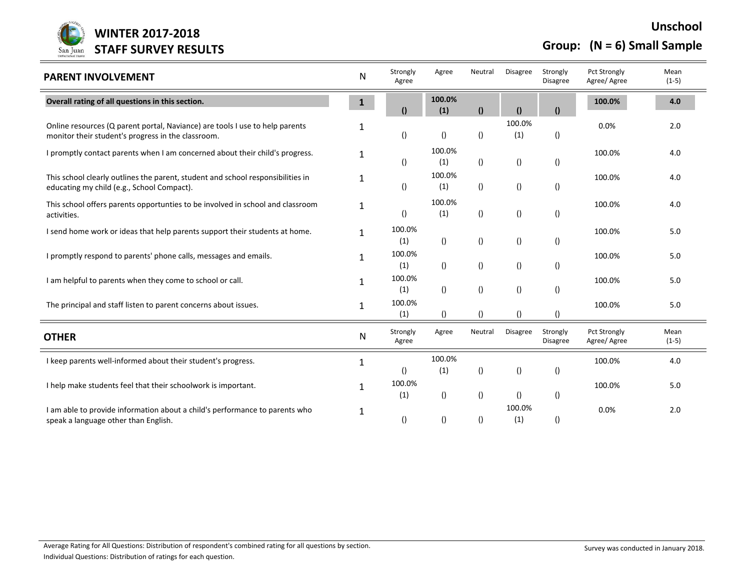# WINTER 2017-2018
# STAFF SURVEY RESULTS

**Unschool**

**Group: (N = 6) Small Sample**

| PARENT INVOLVEMENT | N | Strongly Agree | Agree | Neutral | Disagree | Strongly Disagree | Pct Strongly Agree/ Agree | Mean (1-5) |
|---|---|---|---|---|---|---|---|---|
| **Overall rating of all questions in this section.** | **1** | **()** | **100.0% (1)** | **()** | **()** | **()** | **100.0%** | **4.0** |
| Online resources (Q parent portal, Naviance) are tools I use to help parents monitor their student's progress in the classroom. | 1 | () | () | () | 100.0% (1) | () | 0.0% | 2.0 |
| I promptly contact parents when I am concerned about their child's progress. | 1 | () | 100.0% (1) | () | () | () | 100.0% | 4.0 |
| This school clearly outlines the parent, student and school responsibilities in educating my child (e.g., School Compact). | 1 | () | 100.0% (1) | () | () | () | 100.0% | 4.0 |
| This school offers parents opportunties to be involved in school and classroom activities. | 1 | () | 100.0% (1) | () | () | () | 100.0% | 4.0 |
| I send home work or ideas that help parents support their students at home. | 1 | 100.0% (1) | () | () | () | () | 100.0% | 5.0 |
| I promptly respond to parents' phone calls, messages and emails. | 1 | 100.0% (1) | () | () | () | () | 100.0% | 5.0 |
| I am helpful to parents when they come to school or call. | 1 | 100.0% (1) | () | () | () | () | 100.0% | 5.0 |
| The principal and staff listen to parent concerns about issues. | 1 | 100.0% (1) | () | () | () | () | 100.0% | 5.0 |

| OTHER | N | Strongly Agree | Agree | Neutral | Disagree | Strongly Disagree | Pct Strongly Agree/ Agree | Mean (1-5) |
|---|---|---|---|---|---|---|---|---|
| I keep parents well-informed about their student's progress. | 1 | () | 100.0% (1) | () | () | () | 100.0% | 4.0 |
| I help make students feel that their schoolwork is important. | 1 | 100.0% (1) | () | () | () | () | 100.0% | 5.0 |
| I am able to provide information about a child's performance to parents who speak a language other than English. | 1 | () | () | () | 100.0% (1) | () | 0.0% | 2.0 |

Average Rating for All Questions: Distribution of respondent's combined rating for all questions by section.
Individual Questions: Distribution of ratings for each question.

Survey was conducted in January 2018.